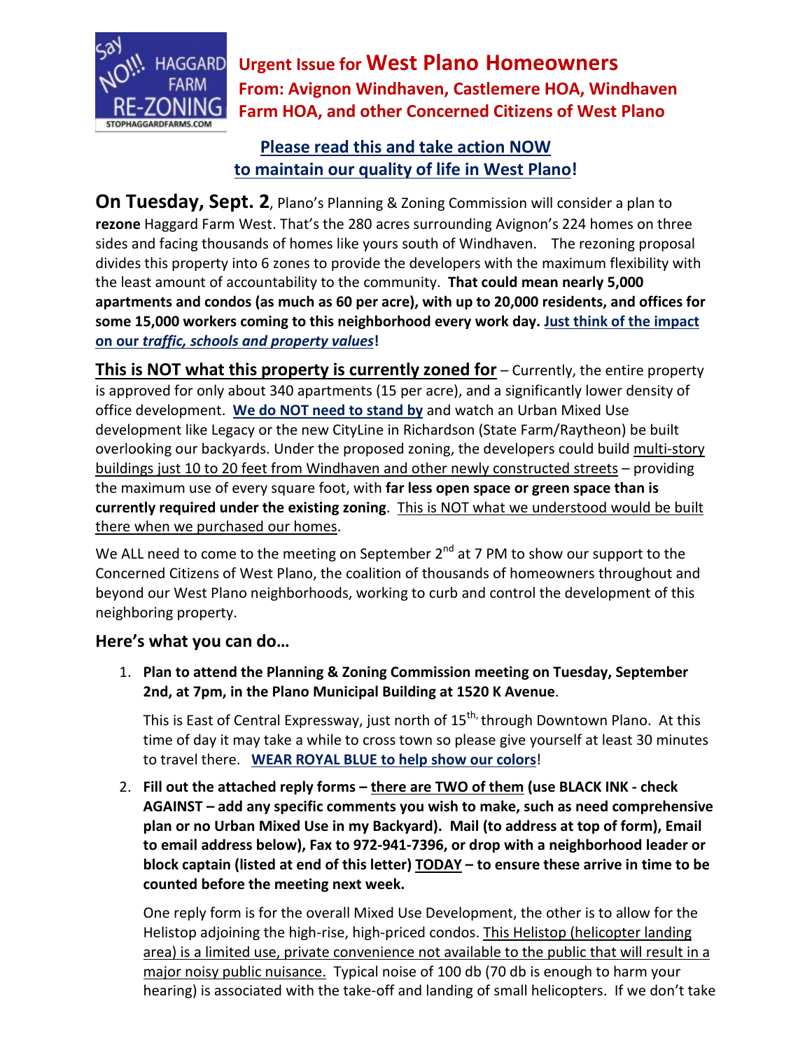Say NO!!! HAGGARD FARM RE-ZONING
STOPHAGGARDFARMS.COM

**Urgent Issue for West Plano Homeowners**
**From: Avignon Windhaven, Castlemere HOA, Windhaven Farm HOA, and other Concerned Citizens of West Plano**

## Please read this and take action NOW to maintain our quality of life in West Plano!

**On Tuesday, Sept. 2**, Plano's Planning & Zoning Commission will consider a plan to **rezone** Haggard Farm West. That's the 280 acres surrounding Avignon's 224 homes on three sides and facing thousands of homes like yours south of Windhaven. The rezoning proposal divides this property into 6 zones to provide the developers with the maximum flexibility with the least amount of accountability to the community. **That could mean nearly 5,000 apartments and condos (as much as 60 per acre), with up to 20,000 residents, and offices for some 15,000 workers coming to this neighborhood every work day. Just think of the impact on our *traffic, schools and property values*!**

**This is NOT what this property is currently zoned for** – Currently, the entire property is approved for only about 340 apartments (15 per acre), and a significantly lower density of office development. **We do NOT need to stand by** and watch an Urban Mixed Use development like Legacy or the new CityLine in Richardson (State Farm/Raytheon) be built overlooking our backyards. Under the proposed zoning, the developers could build multi-story buildings just 10 to 20 feet from Windhaven and other newly constructed streets – providing the maximum use of every square foot, with **far less open space or green space than is currently required under the existing zoning**. This is NOT what we understood would be built there when we purchased our homes.

We ALL need to come to the meeting on September 2nd at 7 PM to show our support to the Concerned Citizens of West Plano, the coalition of thousands of homeowners throughout and beyond our West Plano neighborhoods, working to curb and control the development of this neighboring property.

### Here's what you can do…

1. **Plan to attend the Planning & Zoning Commission meeting on Tuesday, September 2nd, at 7pm, in the Plano Municipal Building at 1520 K Avenue**.

   This is East of Central Expressway, just north of 15th, through Downtown Plano. At this time of day it may take a while to cross town so please give yourself at least 30 minutes to travel there. **WEAR ROYAL BLUE to help show our colors**!

2. **Fill out the attached reply forms – there are TWO of them (use BLACK INK - check AGAINST – add any specific comments you wish to make, such as need comprehensive plan or no Urban Mixed Use in my Backyard). Mail (to address at top of form), Email to email address below), Fax to 972-941-7396, or drop with a neighborhood leader or block captain (listed at end of this letter) TODAY – to ensure these arrive in time to be counted before the meeting next week.**

   One reply form is for the overall Mixed Use Development, the other is to allow for the Helistop adjoining the high-rise, high-priced condos. This Helistop (helicopter landing area) is a limited use, private convenience not available to the public that will result in a major noisy public nuisance. Typical noise of 100 db (70 db is enough to harm your hearing) is associated with the take-off and landing of small helicopters. If we don't take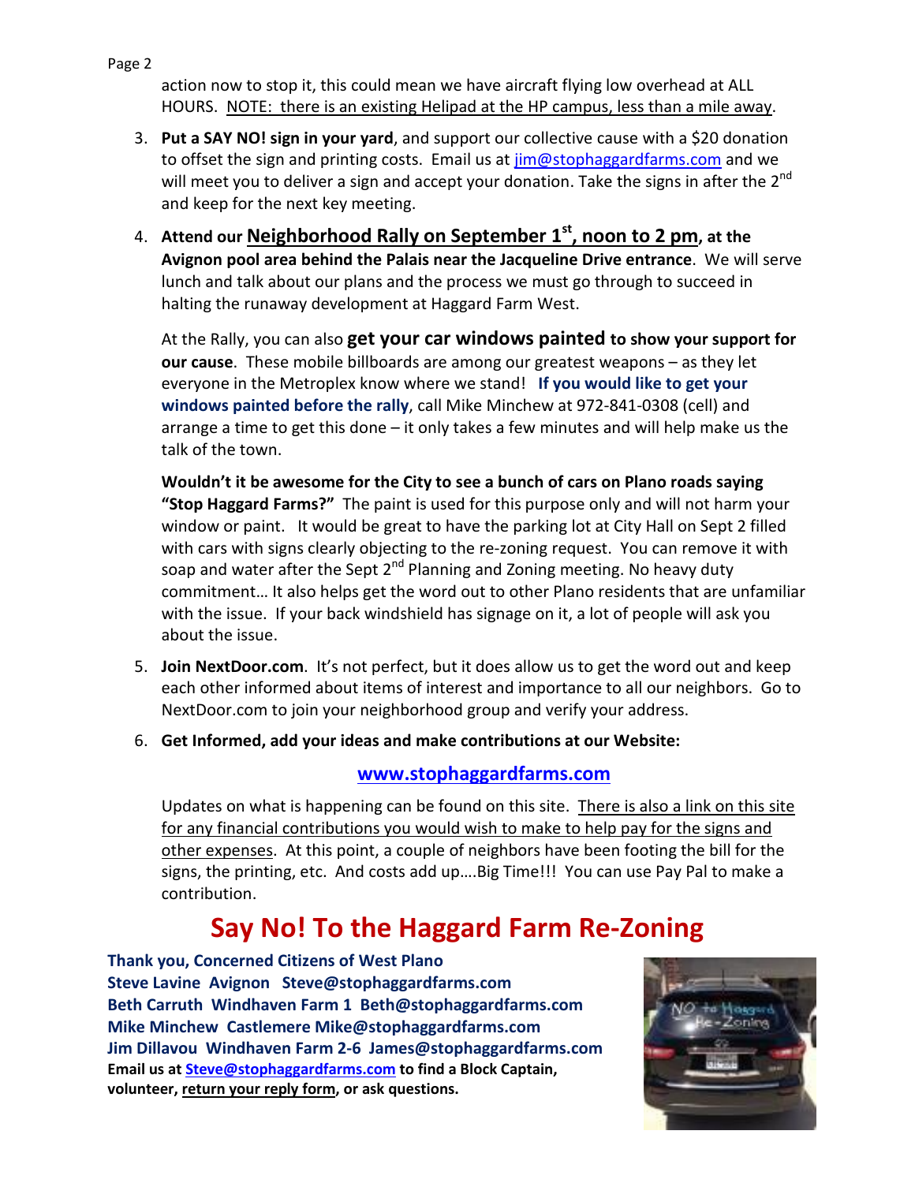action now to stop it, this could mean we have aircraft flying low overhead at ALL HOURS. NOTE: there is an existing Helipad at the HP campus, less than a mile away.

3. **Put a SAY NO! sign in your yard**, and support our collective cause with a $20 donation to offset the sign and printing costs. Email us at jim@stophaggardfarms.com and we will meet you to deliver a sign and accept your donation. Take the signs in after the 2nd and keep for the next key meeting.

4. **Attend our Neighborhood Rally on September 1st, noon to 2 pm, at the Avignon pool area behind the Palais near the Jacqueline Drive entrance**. We will serve lunch and talk about our plans and the process we must go through to succeed in halting the runaway development at Haggard Farm West.

   At the Rally, you can also **get your car windows painted to show your support for our cause**. These mobile billboards are among our greatest weapons – as they let everyone in the Metroplex know where we stand! **If you would like to get your windows painted before the rally**, call Mike Minchew at 972-841-0308 (cell) and arrange a time to get this done – it only takes a few minutes and will help make us the talk of the town.

   **Wouldn't it be awesome for the City to see a bunch of cars on Plano roads saying "Stop Haggard Farms?"** The paint is used for this purpose only and will not harm your window or paint. It would be great to have the parking lot at City Hall on Sept 2 filled with cars with signs clearly objecting to the re-zoning request. You can remove it with soap and water after the Sept 2nd Planning and Zoning meeting. No heavy duty commitment… It also helps get the word out to other Plano residents that are unfamiliar with the issue. If your back windshield has signage on it, a lot of people will ask you about the issue.

5. **Join NextDoor.com**. It's not perfect, but it does allow us to get the word out and keep each other informed about items of interest and importance to all our neighbors. Go to NextDoor.com to join your neighborhood group and verify your address.

6. **Get Informed, add your ideas and make contributions at our Website:**

   **www.stophaggardfarms.com**

   Updates on what is happening can be found on this site. There is also a link on this site for any financial contributions you would wish to make to help pay for the signs and other expenses. At this point, a couple of neighbors have been footing the bill for the signs, the printing, etc. And costs add up….Big Time!!! You can use Pay Pal to make a contribution.

# Say No! To the Haggard Farm Re-Zoning

**Thank you, Concerned Citizens of West Plano**
**Steve Lavine Avignon Steve@stophaggardfarms.com**
**Beth Carruth Windhaven Farm 1 Beth@stophaggardfarms.com**
**Mike Minchew Castlemere Mike@stophaggardfarms.com**
**Jim Dillavou Windhaven Farm 2-6 James@stophaggardfarms.com**
**Email us at Steve@stophaggardfarms.com to find a Block Captain, volunteer, return your reply form, or ask questions.**